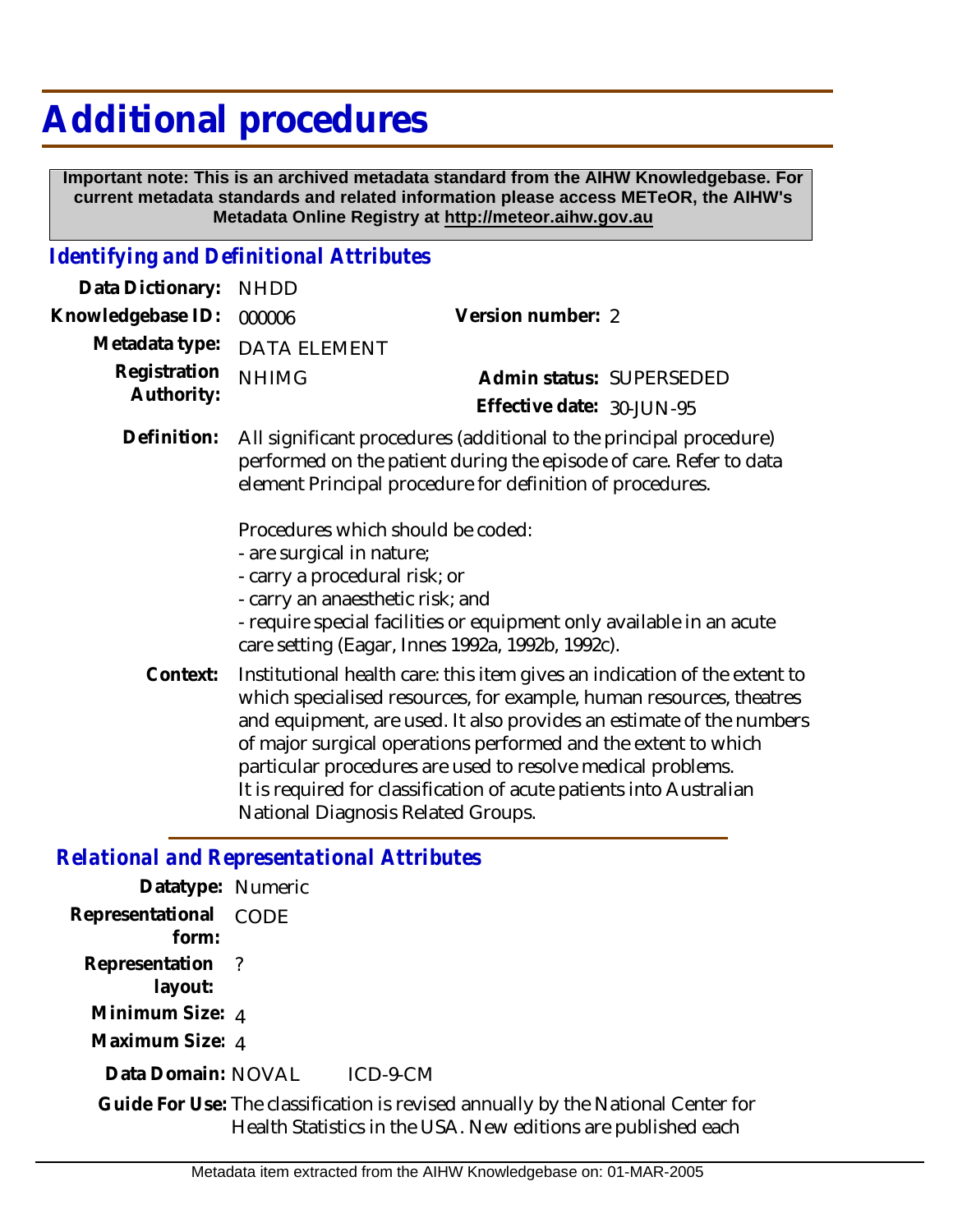# Additional procedures

**Important note: This is an archived metadata standard from the AIHW Knowledgebase. For current metadata standards and related information please access METeOR, the AIHW's Metadata Online Registry at http://meteor.aihw.gov.au**

## *Identifying and Definitional Attributes*

**Data Dictionary:** NHDD

**Knowledgebase ID:** 000006 **Version number:** 2

**Metadata type:** DATA ELEMENT

**Registration Authority:** NHIMG **Admin status:** SUPERSEDED

**Effective date:** 30-JUN-95

**Definition:** All significant procedures (additional to the principal procedure) performed on the patient during the episode of care. Refer to data element Principal procedure for definition of procedures.

Procedures which should be coded:
- are surgical in nature;
- carry a procedural risk; or
- carry an anaesthetic risk; and
- require special facilities or equipment only available in an acute care setting (Eagar, Innes 1992a, 1992b, 1992c).

**Context:** Institutional health care: this item gives an indication of the extent to which specialised resources, for example, human resources, theatres and equipment, are used. It also provides an estimate of the numbers of major surgical operations performed and the extent to which particular procedures are used to resolve medical problems. It is required for classification of acute patients into Australian National Diagnosis Related Groups.

## *Relational and Representational Attributes*

**Datatype:** Numeric

**Representational form:** CODE

**Representation layout:** ?

**Minimum Size:** 4

**Maximum Size:** 4

**Data Domain:** NOVAL ICD-9-CM

**Guide For Use:** The classification is revised annually by the National Center for Health Statistics in the USA. New editions are published each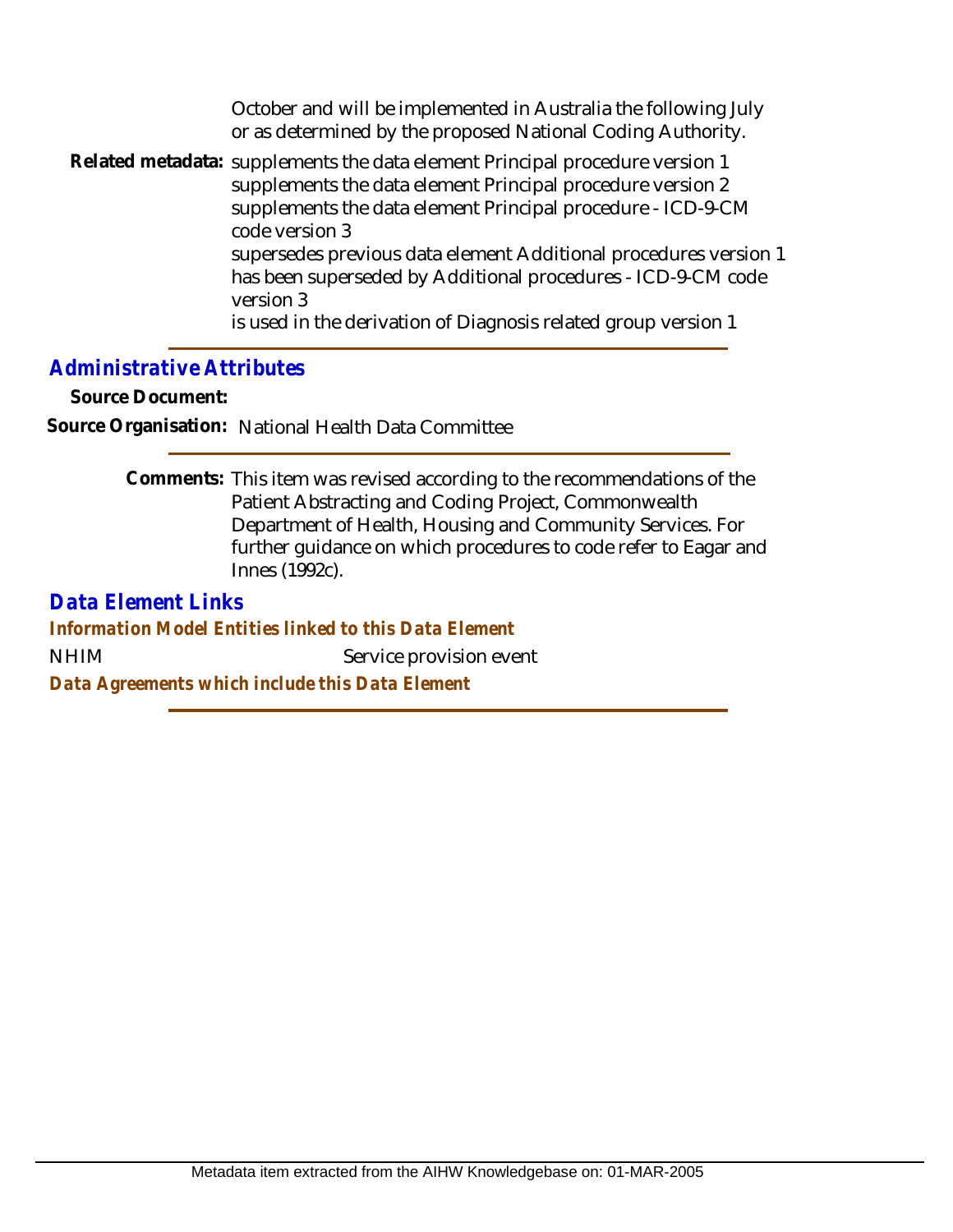October and will be implemented in Australia the following July or as determined by the proposed National Coding Authority.

**Related metadata:** supplements the data element Principal procedure version 1
supplements the data element Principal procedure version 2
supplements the data element Principal procedure - ICD-9-CM code version 3
supersedes previous data element Additional procedures version 1
has been superseded by Additional procedures - ICD-9-CM code version 3
is used in the derivation of Diagnosis related group version 1

## Administrative Attributes

**Source Document:**

**Source Organisation:** National Health Data Committee

**Comments:** This item was revised according to the recommendations of the Patient Abstracting and Coding Project, Commonwealth Department of Health, Housing and Community Services. For further guidance on which procedures to code refer to Eagar and Innes (1992c).

## Data Element Links

### Information Model Entities linked to this Data Element

NHIM Service provision event

### Data Agreements which include this Data Element